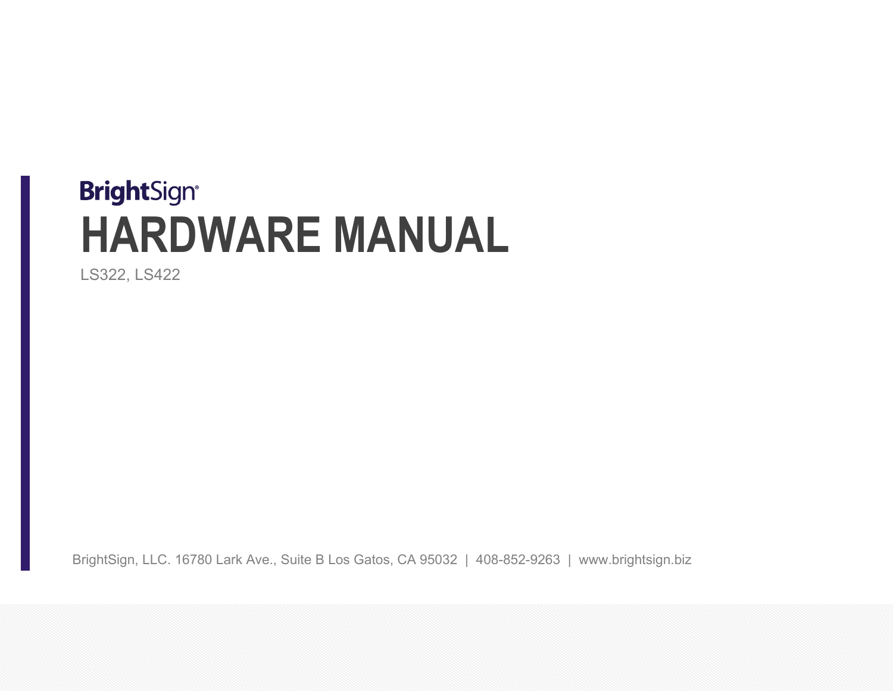BrightSign®

# HARDWARE MANUAL

LS322, LS422

BrightSign, LLC. 16780 Lark Ave., Suite B Los Gatos, CA 95032 | 408-852-9263 | www.brightsign.biz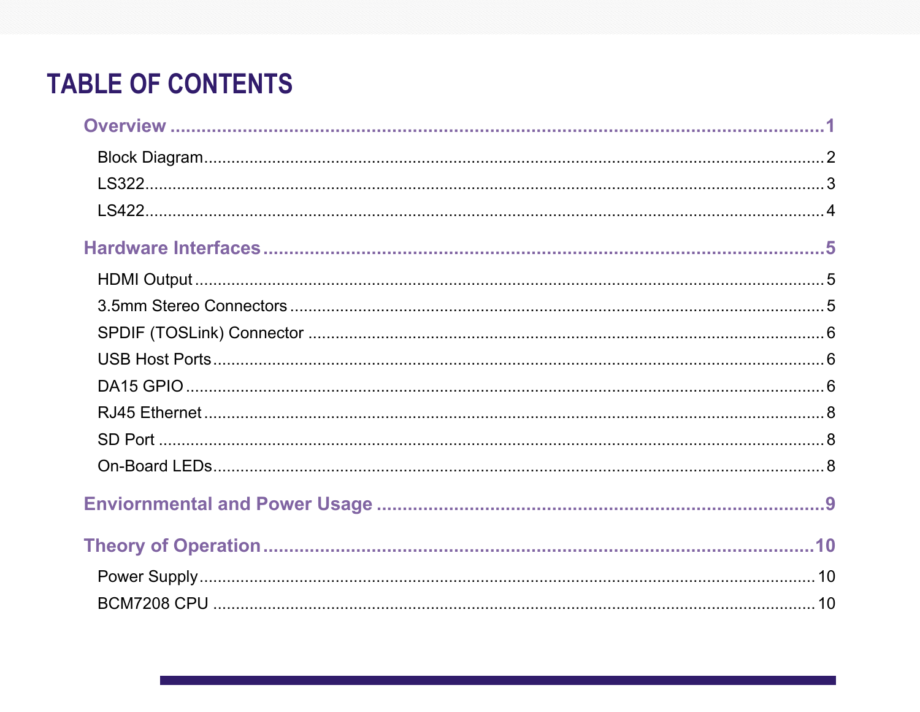# TABLE OF CONTENTS

**Overview** ..... 1

- Block Diagram ..... 2
- LS322 ..... 3
- LS422 ..... 4

**Hardware Interfaces** ..... 5

- HDMI Output ..... 5
- 3.5mm Stereo Connectors ..... 5
- SPDIF (TOSLink) Connector ..... 6
- USB Host Ports ..... 6
- DA15 GPIO ..... 6
- RJ45 Ethernet ..... 8
- SD Port ..... 8
- On-Board LEDs ..... 8

**Enviornmental and Power Usage** ..... 9

**Theory of Operation** ..... 10

- Power Supply ..... 10
- BCM7208 CPU ..... 10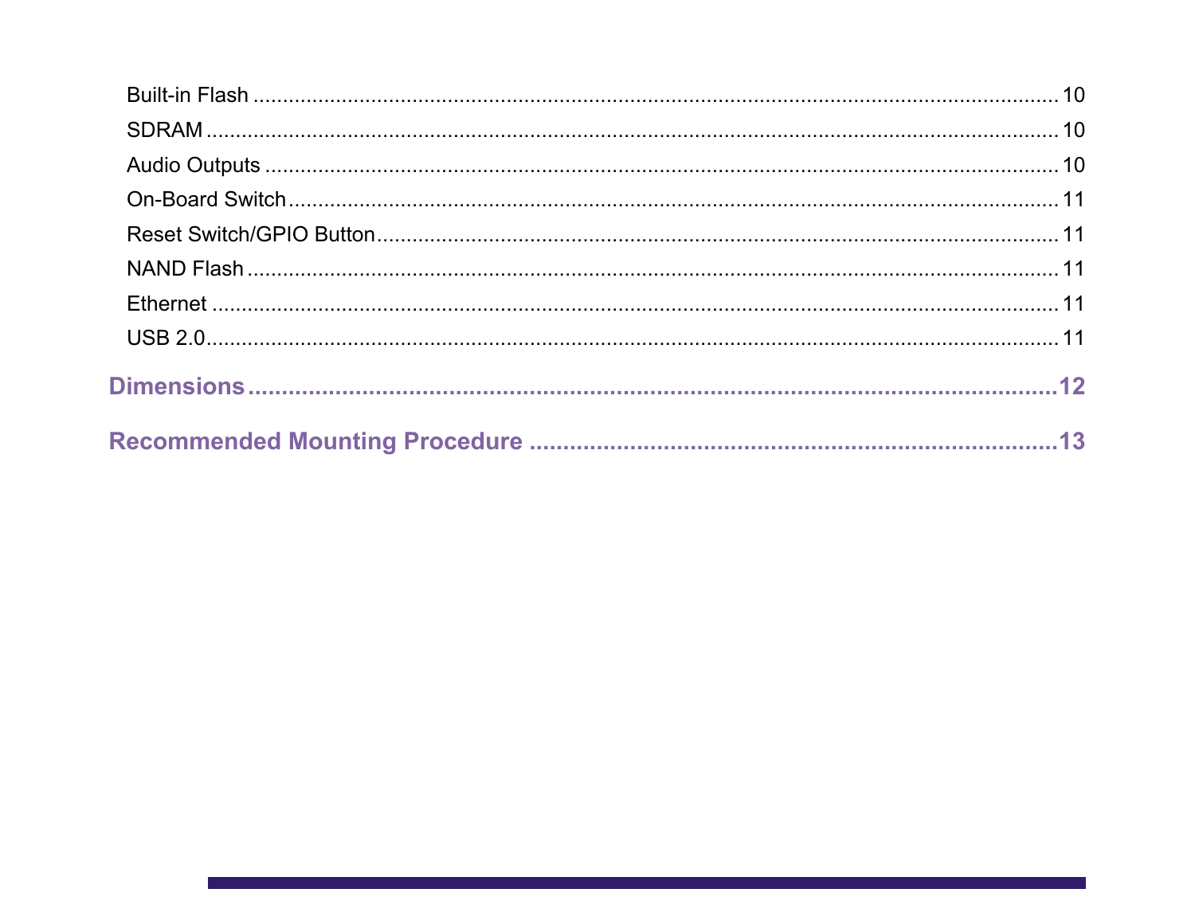Built-in Flash ........................................................................................................................ 10
SDRAM ................................................................................................................................. 10
Audio Outputs ........................................................................................................................ 10
On-Board Switch ..................................................................................................................... 11
Reset Switch/GPIO Button ...................................................................................................... 11
NAND Flash ........................................................................................................................... 11
Ethernet ................................................................................................................................. 11
USB 2.0 .................................................................................................................................. 11

**Dimensions ........................................................................................................................ 12**

**Recommended Mounting Procedure ................................................................................ 13**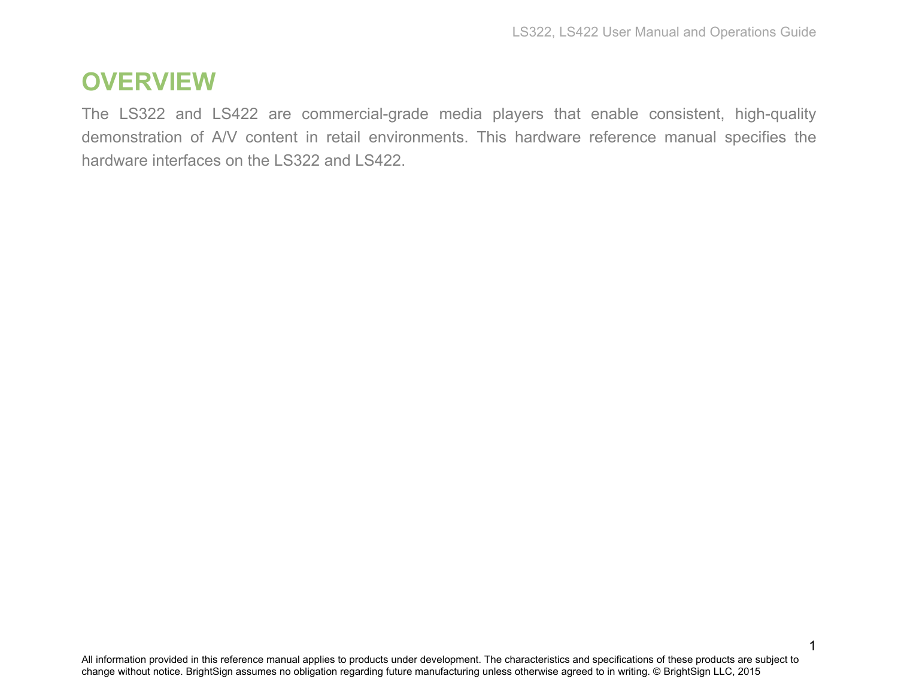# OVERVIEW

The LS322 and LS422 are commercial-grade media players that enable consistent, high-quality demonstration of A/V content in retail environments. This hardware reference manual specifies the hardware interfaces on the LS322 and LS422.

All information provided in this reference manual applies to products under development. The characteristics and specifications of these products are subject to change without notice. BrightSign assumes no obligation regarding future manufacturing unless otherwise agreed to in writing. © BrightSign LLC, 2015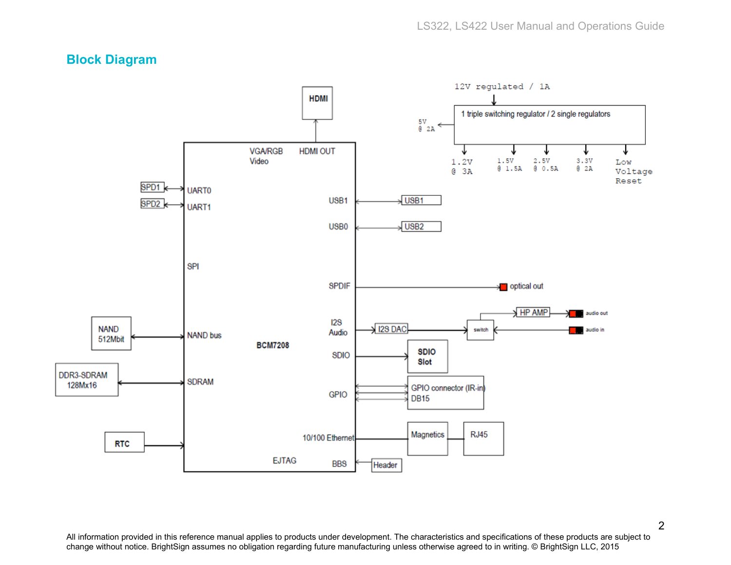## Block Diagram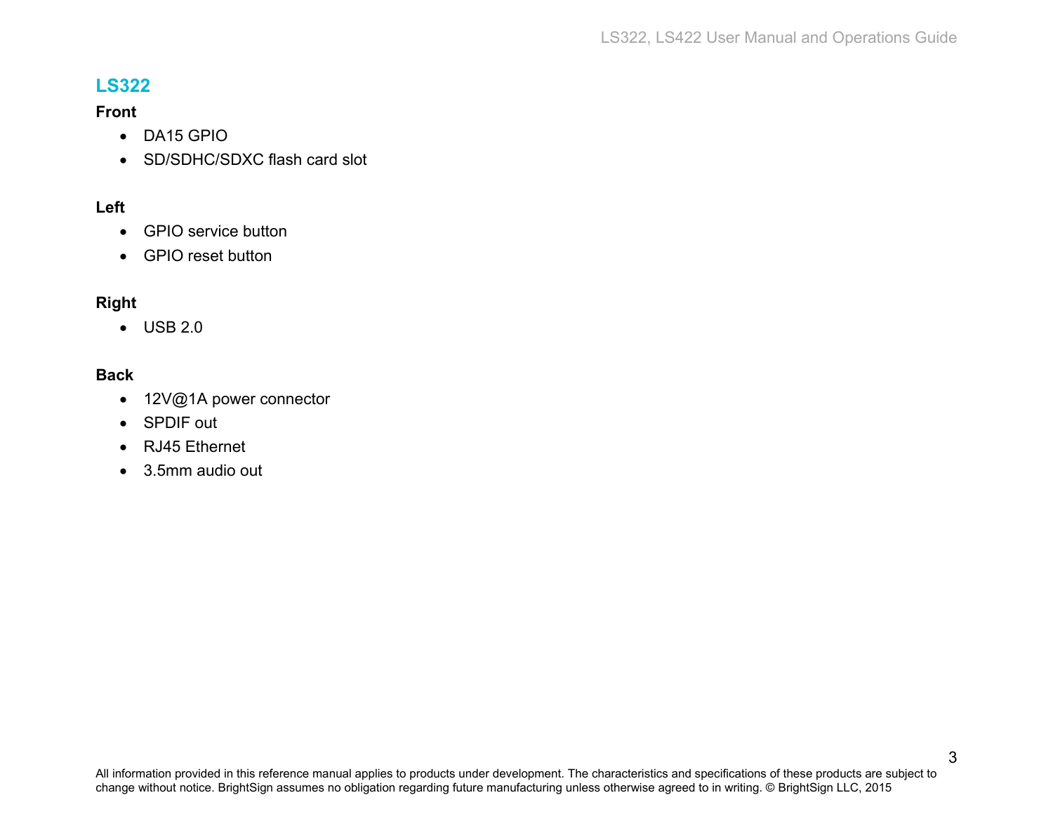## LS322

### Front

- DA15 GPIO
- SD/SDHC/SDXC flash card slot

### Left

- GPIO service button
- GPIO reset button

### Right

- USB 2.0

### Back

- 12V@1A power connector
- SPDIF out
- RJ45 Ethernet
- 3.5mm audio out

All information provided in this reference manual applies to products under development. The characteristics and specifications of these products are subject to change without notice. BrightSign assumes no obligation regarding future manufacturing unless otherwise agreed to in writing. © BrightSign LLC, 2015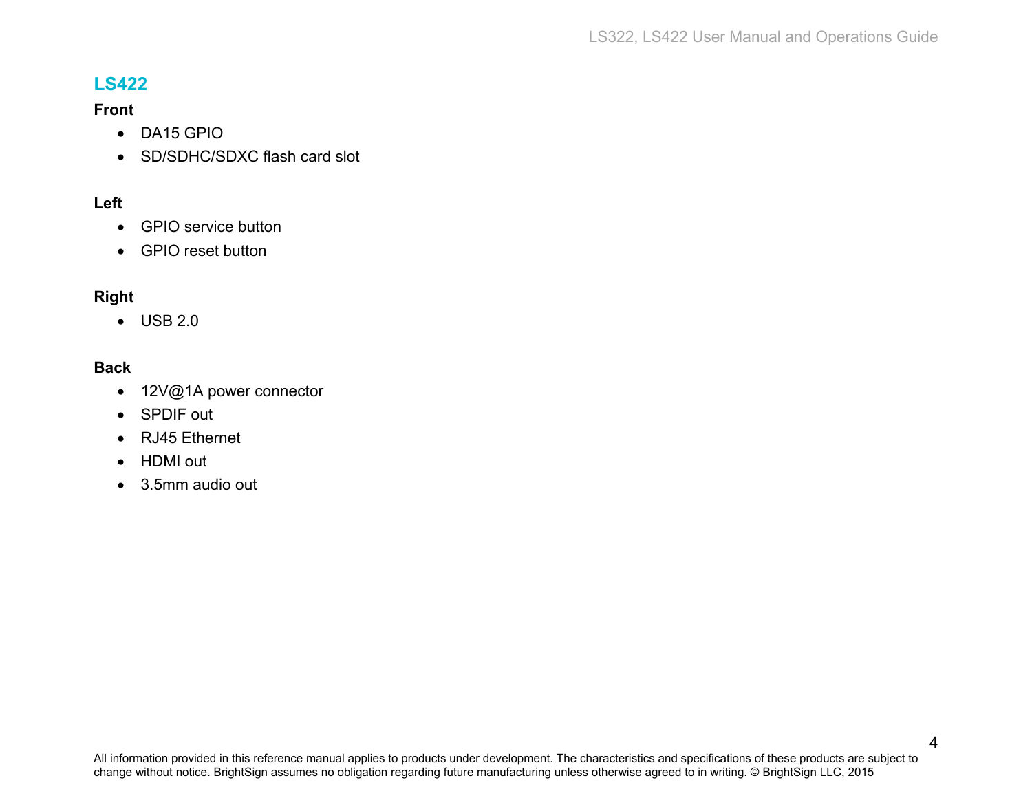## LS422

**Front**

- DA15 GPIO
- SD/SDHC/SDXC flash card slot

**Left**

- GPIO service button
- GPIO reset button

**Right**

- USB 2.0

**Back**

- 12V@1A power connector
- SPDIF out
- RJ45 Ethernet
- HDMI out
- 3.5mm audio out

All information provided in this reference manual applies to products under development. The characteristics and specifications of these products are subject to change without notice. BrightSign assumes no obligation regarding future manufacturing unless otherwise agreed to in writing. © BrightSign LLC, 2015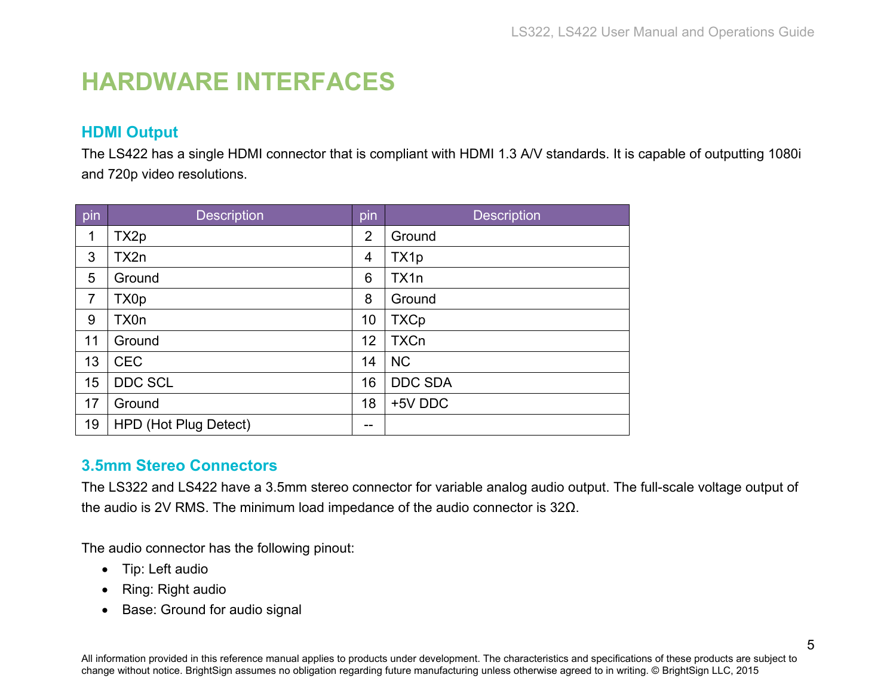# HARDWARE INTERFACES

## HDMI Output

The LS422 has a single HDMI connector that is compliant with HDMI 1.3 A/V standards. It is capable of outputting 1080i and 720p video resolutions.

| pin | Description | pin | Description |
|---|---|---|---|
| 1 | TX2p | 2 | Ground |
| 3 | TX2n | 4 | TX1p |
| 5 | Ground | 6 | TX1n |
| 7 | TX0p | 8 | Ground |
| 9 | TX0n | 10 | TXCp |
| 11 | Ground | 12 | TXCn |
| 13 | CEC | 14 | NC |
| 15 | DDC SCL | 16 | DDC SDA |
| 17 | Ground | 18 | +5V DDC |
| 19 | HPD (Hot Plug Detect) | -- | |

## 3.5mm Stereo Connectors

The LS322 and LS422 have a 3.5mm stereo connector for variable analog audio output. The full-scale voltage output of the audio is 2V RMS. The minimum load impedance of the audio connector is 32Ω.

The audio connector has the following pinout:

- Tip: Left audio
- Ring: Right audio
- Base: Ground for audio signal

All information provided in this reference manual applies to products under development. The characteristics and specifications of these products are subject to change without notice. BrightSign assumes no obligation regarding future manufacturing unless otherwise agreed to in writing. © BrightSign LLC, 2015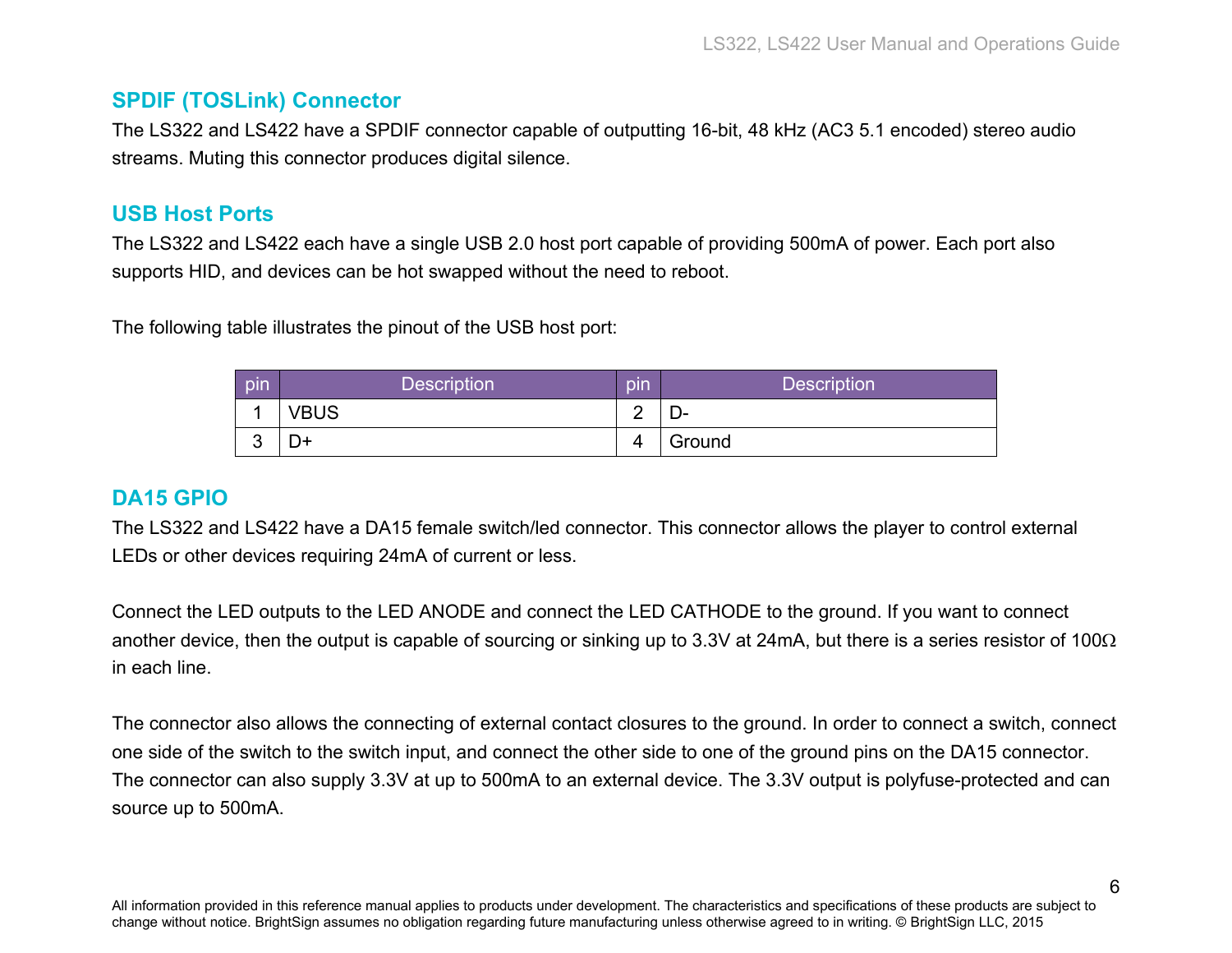## SPDIF (TOSLink) Connector

The LS322 and LS422 have a SPDIF connector capable of outputting 16-bit, 48 kHz (AC3 5.1 encoded) stereo audio streams. Muting this connector produces digital silence.

## USB Host Ports

The LS322 and LS422 each have a single USB 2.0 host port capable of providing 500mA of power. Each port also supports HID, and devices can be hot swapped without the need to reboot.

The following table illustrates the pinout of the USB host port:

| pin | Description | pin | Description |
|---|---|---|---|
| 1 | VBUS | 2 | D- |
| 3 | D+ | 4 | Ground |

## DA15 GPIO

The LS322 and LS422 have a DA15 female switch/led connector. This connector allows the player to control external LEDs or other devices requiring 24mA of current or less.

Connect the LED outputs to the LED ANODE and connect the LED CATHODE to the ground. If you want to connect another device, then the output is capable of sourcing or sinking up to 3.3V at 24mA, but there is a series resistor of 100Ω in each line.

The connector also allows the connecting of external contact closures to the ground. In order to connect a switch, connect one side of the switch to the switch input, and connect the other side to one of the ground pins on the DA15 connector. The connector can also supply 3.3V at up to 500mA to an external device. The 3.3V output is polyfuse-protected and can source up to 500mA.

All information provided in this reference manual applies to products under development. The characteristics and specifications of these products are subject to change without notice. BrightSign assumes no obligation regarding future manufacturing unless otherwise agreed to in writing. © BrightSign LLC, 2015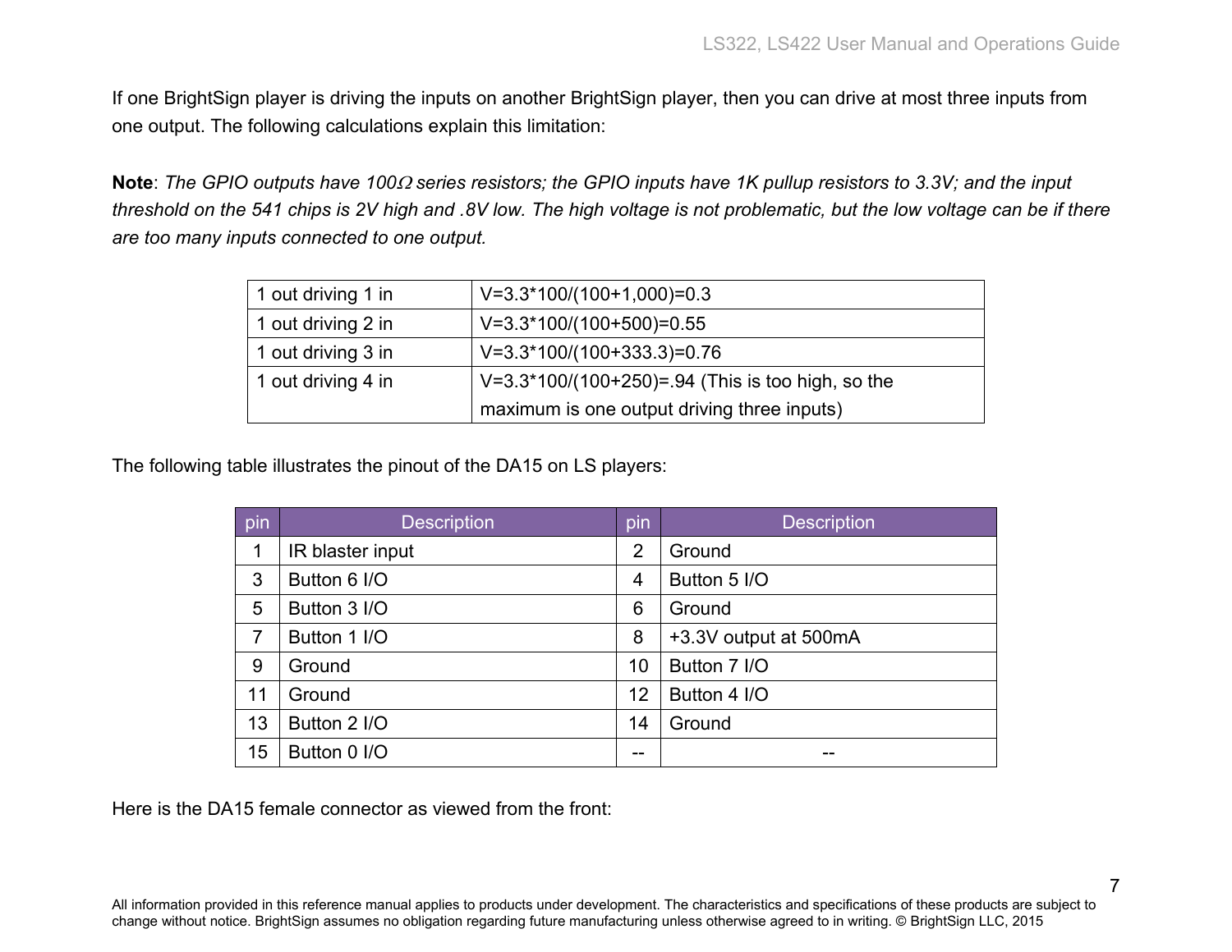If one BrightSign player is driving the inputs on another BrightSign player, then you can drive at most three inputs from one output. The following calculations explain this limitation:

**Note**: *The GPIO outputs have 100Ω series resistors; the GPIO inputs have 1K pullup resistors to 3.3V; and the input threshold on the 541 chips is 2V high and .8V low. The high voltage is not problematic, but the low voltage can be if there are too many inputs connected to one output.*

| | |
|---|---|
| 1 out driving 1 in | V=3.3*100/(100+1,000)=0.3 |
| 1 out driving 2 in | V=3.3*100/(100+500)=0.55 |
| 1 out driving 3 in | V=3.3*100/(100+333.3)=0.76 |
| 1 out driving 4 in | V=3.3*100/(100+250)=.94 (This is too high, so the maximum is one output driving three inputs) |

The following table illustrates the pinout of the DA15 on LS players:

| pin | Description | pin | Description |
|---|---|---|---|
| 1 | IR blaster input | 2 | Ground |
| 3 | Button 6 I/O | 4 | Button 5 I/O |
| 5 | Button 3 I/O | 6 | Ground |
| 7 | Button 1 I/O | 8 | +3.3V output at 500mA |
| 9 | Ground | 10 | Button 7 I/O |
| 11 | Ground | 12 | Button 4 I/O |
| 13 | Button 2 I/O | 14 | Ground |
| 15 | Button 0 I/O | -- | -- |

Here is the DA15 female connector as viewed from the front:

All information provided in this reference manual applies to products under development. The characteristics and specifications of these products are subject to change without notice. BrightSign assumes no obligation regarding future manufacturing unless otherwise agreed to in writing. © BrightSign LLC, 2015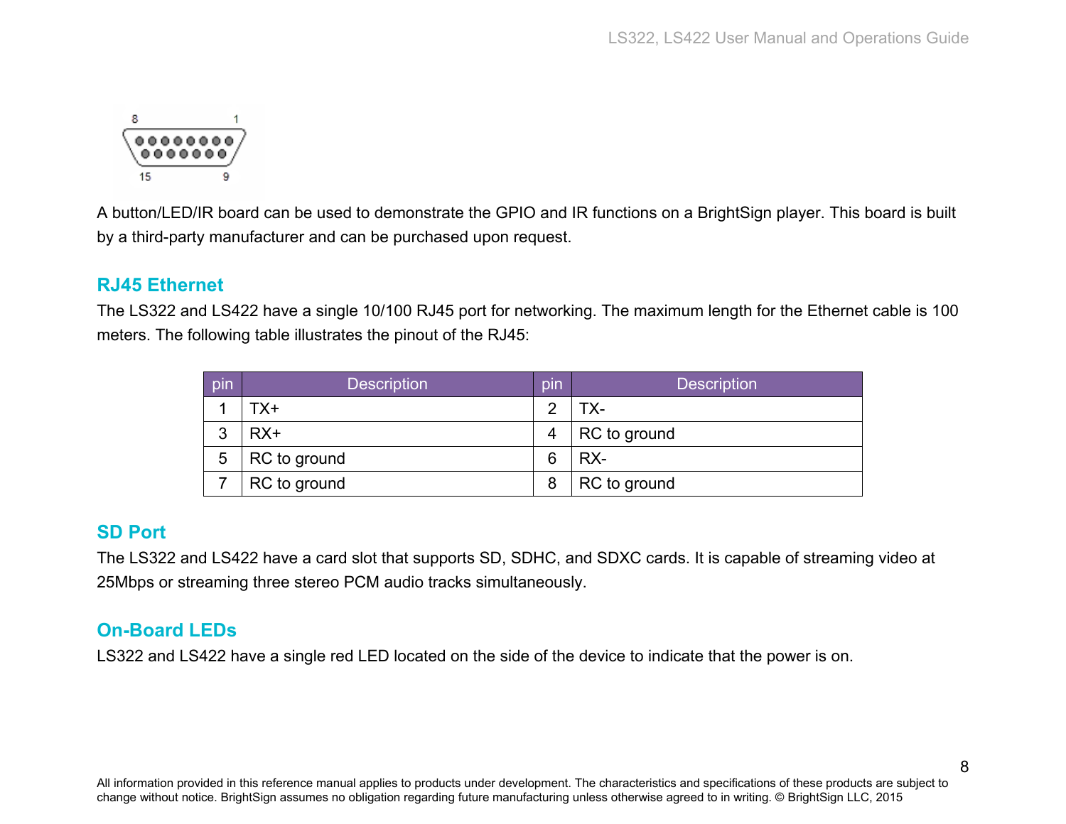A button/LED/IR board can be used to demonstrate the GPIO and IR functions on a BrightSign player. This board is built by a third-party manufacturer and can be purchased upon request.

## RJ45 Ethernet

The LS322 and LS422 have a single 10/100 RJ45 port for networking. The maximum length for the Ethernet cable is 100 meters. The following table illustrates the pinout of the RJ45:

| pin | Description | pin | Description |
|---|---|---|---|
| 1 | TX+ | 2 | TX- |
| 3 | RX+ | 4 | RC to ground |
| 5 | RC to ground | 6 | RX- |
| 7 | RC to ground | 8 | RC to ground |

## SD Port

The LS322 and LS422 have a card slot that supports SD, SDHC, and SDXC cards. It is capable of streaming video at 25Mbps or streaming three stereo PCM audio tracks simultaneously.

## On-Board LEDs

LS322 and LS422 have a single red LED located on the side of the device to indicate that the power is on.

All information provided in this reference manual applies to products under development. The characteristics and specifications of these products are subject to change without notice. BrightSign assumes no obligation regarding future manufacturing unless otherwise agreed to in writing. © BrightSign LLC, 2015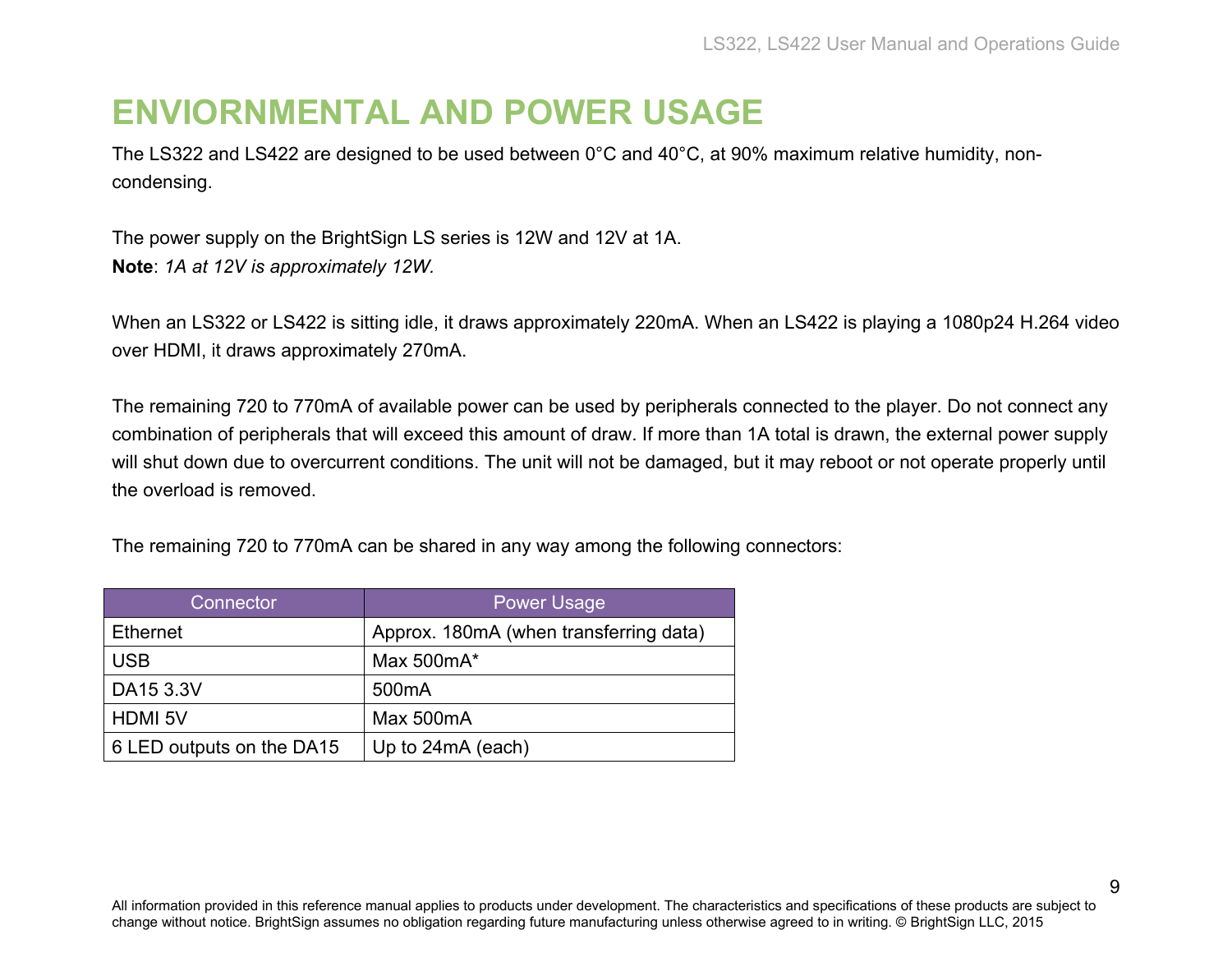# ENVIORNMENTAL AND POWER USAGE

The LS322 and LS422 are designed to be used between 0°C and 40°C, at 90% maximum relative humidity, non-condensing.

The power supply on the BrightSign LS series is 12W and 12V at 1A.
**Note**: *1A at 12V is approximately 12W.*

When an LS322 or LS422 is sitting idle, it draws approximately 220mA. When an LS422 is playing a 1080p24 H.264 video over HDMI, it draws approximately 270mA.

The remaining 720 to 770mA of available power can be used by peripherals connected to the player. Do not connect any combination of peripherals that will exceed this amount of draw. If more than 1A total is drawn, the external power supply will shut down due to overcurrent conditions. The unit will not be damaged, but it may reboot or not operate properly until the overload is removed.

The remaining 720 to 770mA can be shared in any way among the following connectors:

| Connector | Power Usage |
|---|---|
| Ethernet | Approx. 180mA (when transferring data) |
| USB | Max 500mA* |
| DA15 3.3V | 500mA |
| HDMI 5V | Max 500mA |
| 6 LED outputs on the DA15 | Up to 24mA (each) |

All information provided in this reference manual applies to products under development. The characteristics and specifications of these products are subject to change without notice. BrightSign assumes no obligation regarding future manufacturing unless otherwise agreed to in writing. © BrightSign LLC, 2015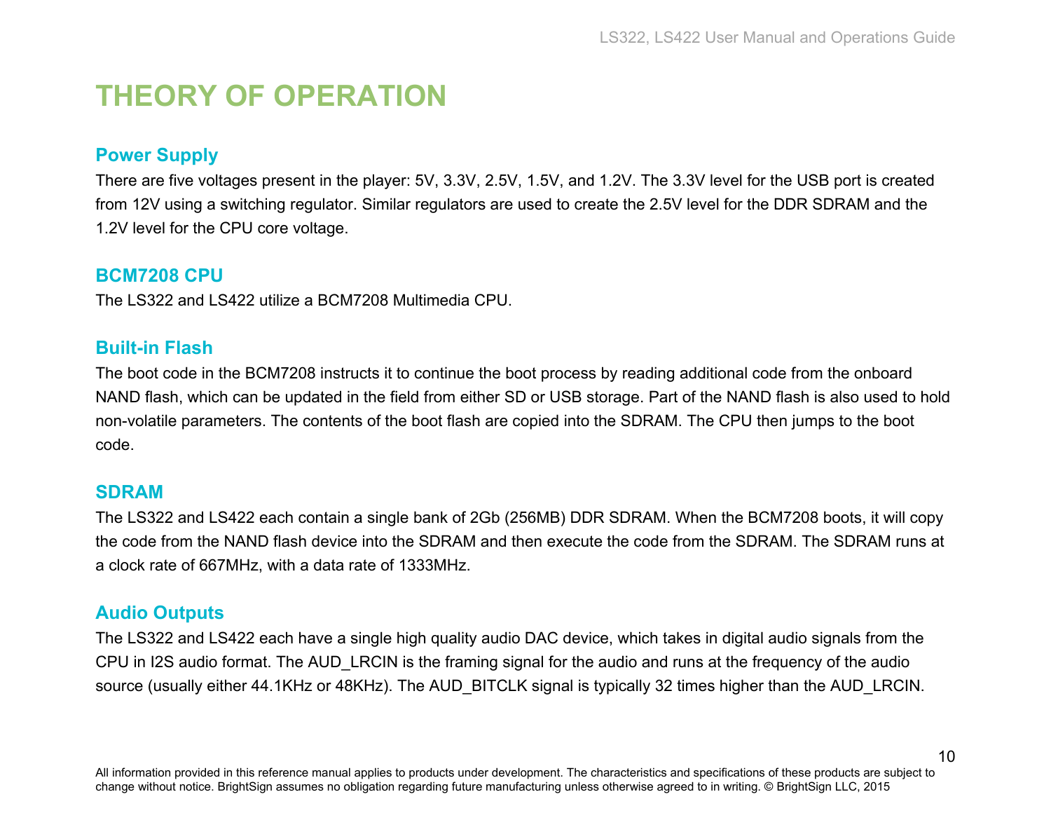# THEORY OF OPERATION

## Power Supply

There are five voltages present in the player: 5V, 3.3V, 2.5V, 1.5V, and 1.2V. The 3.3V level for the USB port is created from 12V using a switching regulator. Similar regulators are used to create the 2.5V level for the DDR SDRAM and the 1.2V level for the CPU core voltage.

## BCM7208 CPU

The LS322 and LS422 utilize a BCM7208 Multimedia CPU.

## Built-in Flash

The boot code in the BCM7208 instructs it to continue the boot process by reading additional code from the onboard NAND flash, which can be updated in the field from either SD or USB storage. Part of the NAND flash is also used to hold non-volatile parameters. The contents of the boot flash are copied into the SDRAM. The CPU then jumps to the boot code.

## SDRAM

The LS322 and LS422 each contain a single bank of 2Gb (256MB) DDR SDRAM. When the BCM7208 boots, it will copy the code from the NAND flash device into the SDRAM and then execute the code from the SDRAM. The SDRAM runs at a clock rate of 667MHz, with a data rate of 1333MHz.

## Audio Outputs

The LS322 and LS422 each have a single high quality audio DAC device, which takes in digital audio signals from the CPU in I2S audio format. The AUD_LRCIN is the framing signal for the audio and runs at the frequency of the audio source (usually either 44.1KHz or 48KHz). The AUD_BITCLK signal is typically 32 times higher than the AUD_LRCIN.

All information provided in this reference manual applies to products under development. The characteristics and specifications of these products are subject to change without notice. BrightSign assumes no obligation regarding future manufacturing unless otherwise agreed to in writing. © BrightSign LLC, 2015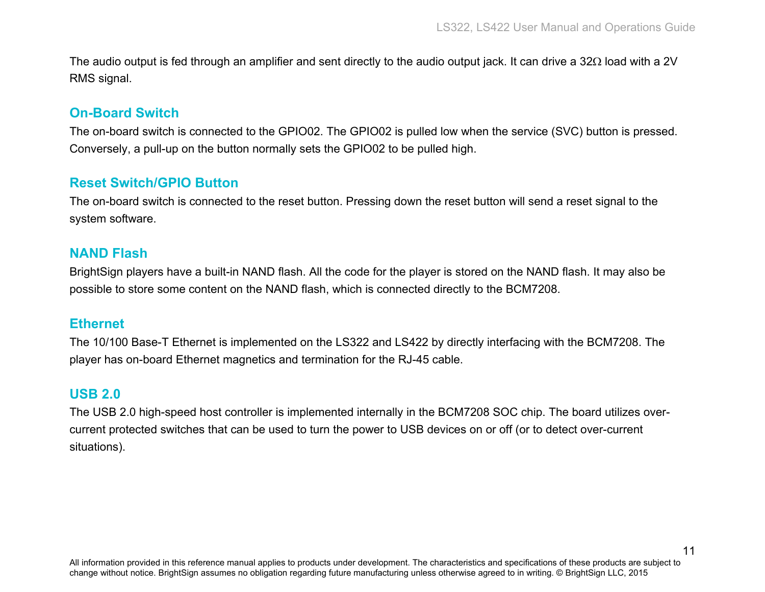The audio output is fed through an amplifier and sent directly to the audio output jack. It can drive a 32Ω load with a 2V RMS signal.

## On-Board Switch

The on-board switch is connected to the GPIO02. The GPIO02 is pulled low when the service (SVC) button is pressed. Conversely, a pull-up on the button normally sets the GPIO02 to be pulled high.

## Reset Switch/GPIO Button

The on-board switch is connected to the reset button. Pressing down the reset button will send a reset signal to the system software.

## NAND Flash

BrightSign players have a built-in NAND flash. All the code for the player is stored on the NAND flash. It may also be possible to store some content on the NAND flash, which is connected directly to the BCM7208.

## Ethernet

The 10/100 Base-T Ethernet is implemented on the LS322 and LS422 by directly interfacing with the BCM7208. The player has on-board Ethernet magnetics and termination for the RJ-45 cable.

## USB 2.0

The USB 2.0 high-speed host controller is implemented internally in the BCM7208 SOC chip. The board utilizes over-current protected switches that can be used to turn the power to USB devices on or off (or to detect over-current situations).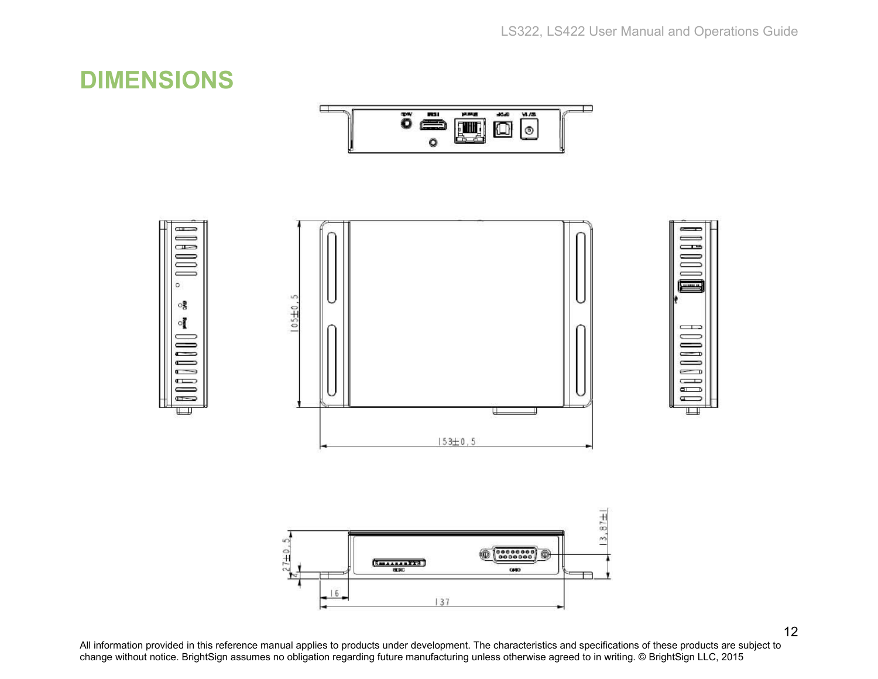# DIMENSIONS

All information provided in this reference manual applies to products under development. The characteristics and specifications of these products are subject to change without notice. BrightSign assumes no obligation regarding future manufacturing unless otherwise agreed to in writing. © BrightSign LLC, 2015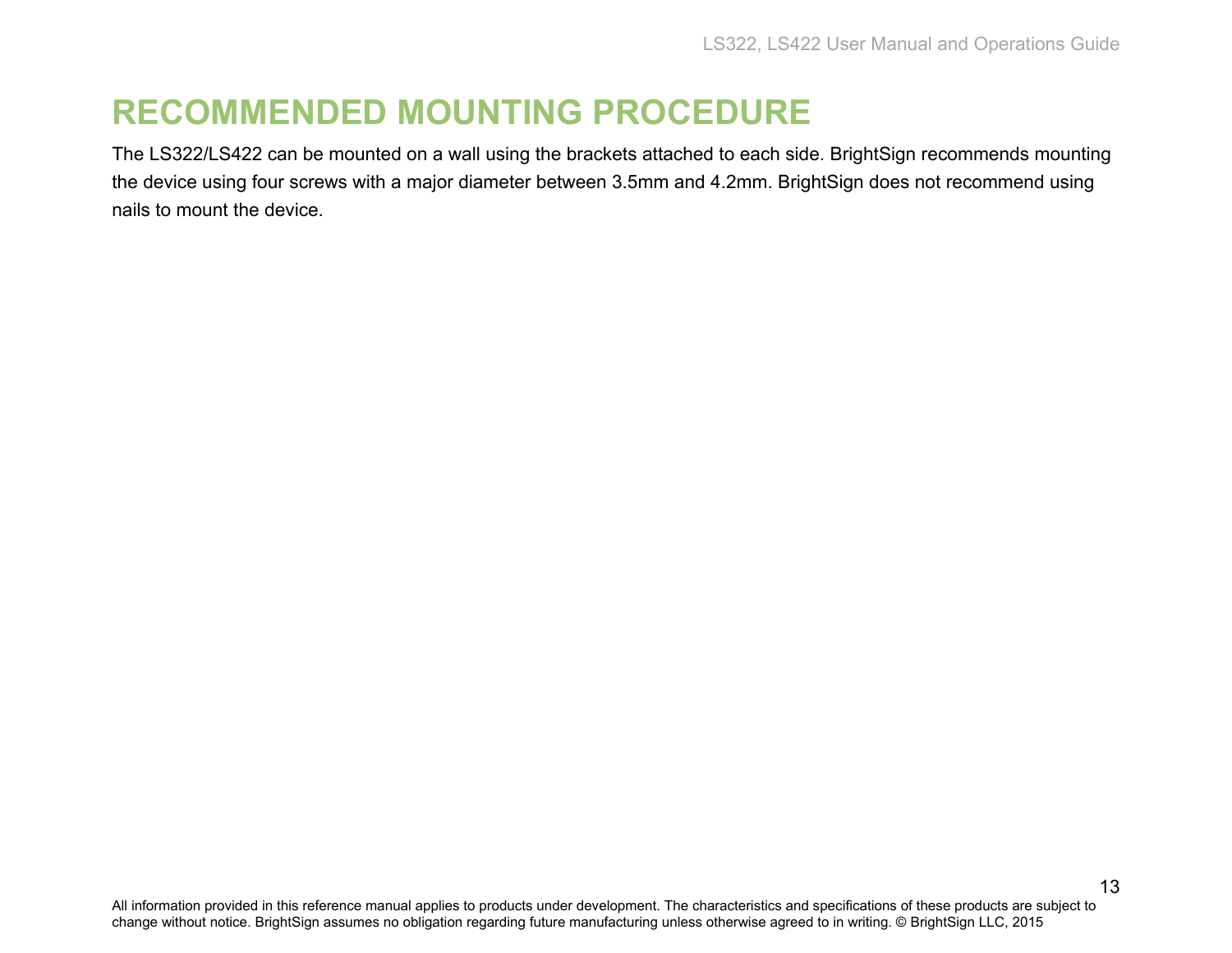# RECOMMENDED MOUNTING PROCEDURE

The LS322/LS422 can be mounted on a wall using the brackets attached to each side. BrightSign recommends mounting the device using four screws with a major diameter between 3.5mm and 4.2mm. BrightSign does not recommend using nails to mount the device.

All information provided in this reference manual applies to products under development. The characteristics and specifications of these products are subject to change without notice. BrightSign assumes no obligation regarding future manufacturing unless otherwise agreed to in writing. © BrightSign LLC, 2015